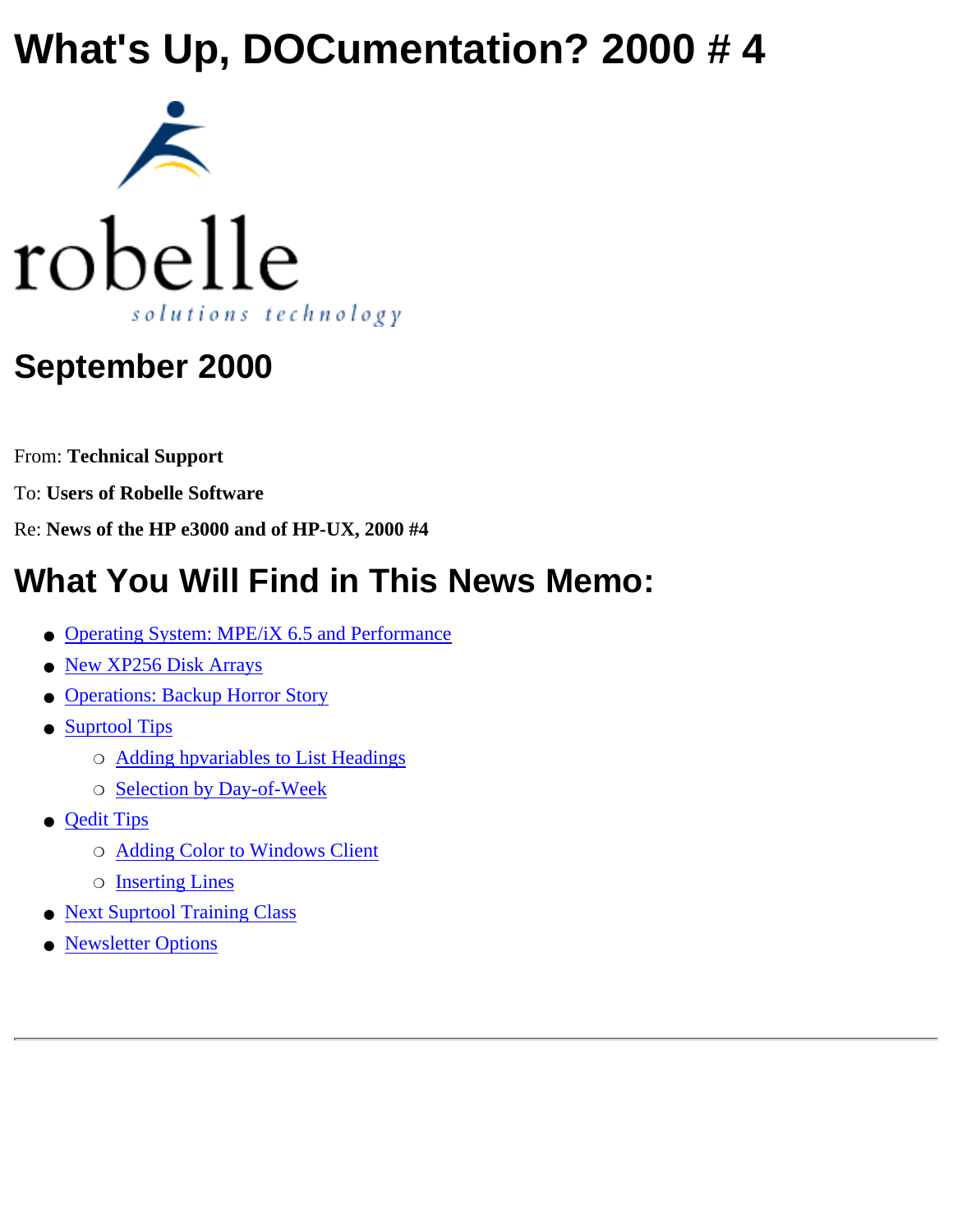# What's Up, DOCumentation? 2000 # 4

robelle

solutions technology

## September 2000

From: **Technical Support**

To: **Users of Robelle Software**

Re: **News of the HP e3000 and of HP-UX, 2000 #4**

## What You Will Find in This News Memo:

- Operating System: MPE/iX 6.5 and Performance
- New XP256 Disk Arrays
- Operations: Backup Horror Story
- Suprtool Tips
  - Adding hpvariables to List Headings
  - Selection by Day-of-Week
- Qedit Tips
  - Adding Color to Windows Client
  - Inserting Lines
- Next Suprtool Training Class
- Newsletter Options

---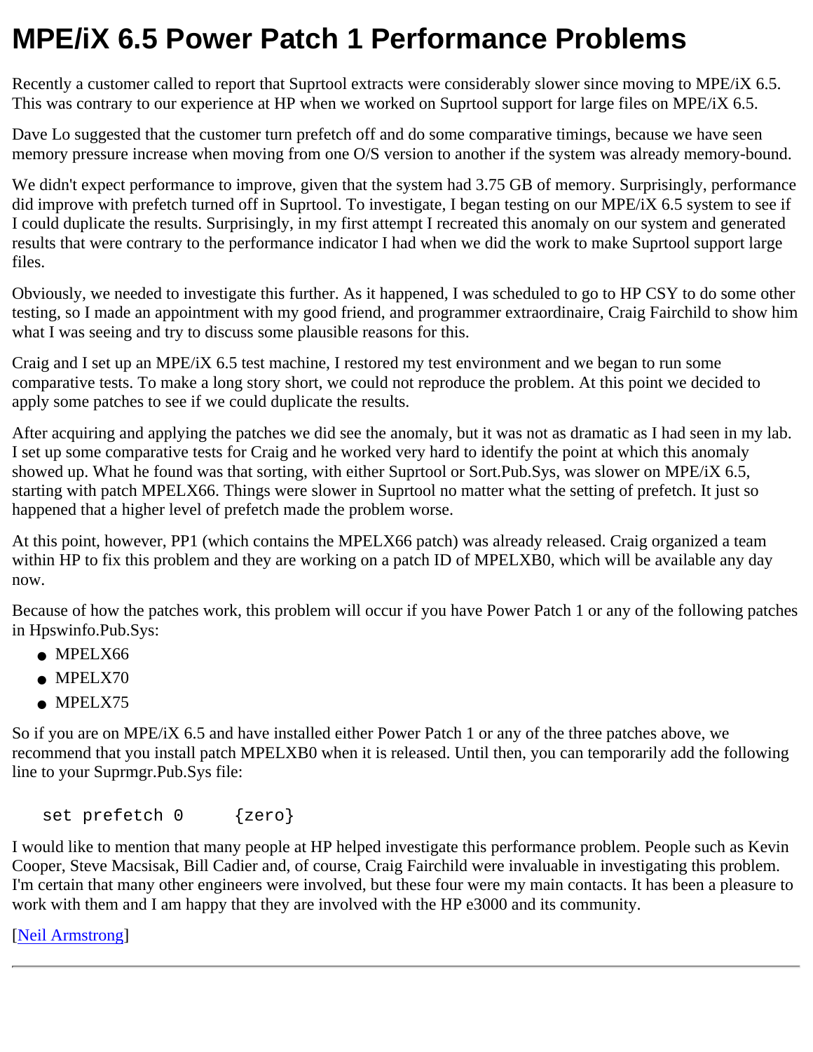# MPE/iX 6.5 Power Patch 1 Performance Problems

Recently a customer called to report that Suprtool extracts were considerably slower since moving to MPE/iX 6.5. This was contrary to our experience at HP when we worked on Suprtool support for large files on MPE/iX 6.5.

Dave Lo suggested that the customer turn prefetch off and do some comparative timings, because we have seen memory pressure increase when moving from one O/S version to another if the system was already memory-bound.

We didn't expect performance to improve, given that the system had 3.75 GB of memory. Surprisingly, performance did improve with prefetch turned off in Suprtool. To investigate, I began testing on our MPE/iX 6.5 system to see if I could duplicate the results. Surprisingly, in my first attempt I recreated this anomaly on our system and generated results that were contrary to the performance indicator I had when we did the work to make Suprtool support large files.

Obviously, we needed to investigate this further. As it happened, I was scheduled to go to HP CSY to do some other testing, so I made an appointment with my good friend, and programmer extraordinaire, Craig Fairchild to show him what I was seeing and try to discuss some plausible reasons for this.

Craig and I set up an MPE/iX 6.5 test machine, I restored my test environment and we began to run some comparative tests. To make a long story short, we could not reproduce the problem. At this point we decided to apply some patches to see if we could duplicate the results.

After acquiring and applying the patches we did see the anomaly, but it was not as dramatic as I had seen in my lab. I set up some comparative tests for Craig and he worked very hard to identify the point at which this anomaly showed up. What he found was that sorting, with either Suprtool or Sort.Pub.Sys, was slower on MPE/iX 6.5, starting with patch MPELX66. Things were slower in Suprtool no matter what the setting of prefetch. It just so happened that a higher level of prefetch made the problem worse.

At this point, however, PP1 (which contains the MPELX66 patch) was already released. Craig organized a team within HP to fix this problem and they are working on a patch ID of MPELXB0, which will be available any day now.

Because of how the patches work, this problem will occur if you have Power Patch 1 or any of the following patches in Hpswinfo.Pub.Sys:

- MPELX66
- MPELX70
- MPELX75

So if you are on MPE/iX 6.5 and have installed either Power Patch 1 or any of the three patches above, we recommend that you install patch MPELXB0 when it is released. Until then, you can temporarily add the following line to your Suprmgr.Pub.Sys file:

```
set prefetch 0     {zero}
```

I would like to mention that many people at HP helped investigate this performance problem. People such as Kevin Cooper, Steve Macsisak, Bill Cadier and, of course, Craig Fairchild were invaluable in investigating this problem. I'm certain that many other engineers were involved, but these four were my main contacts. It has been a pleasure to work with them and I am happy that they are involved with the HP e3000 and its community.

[Neil Armstrong]

---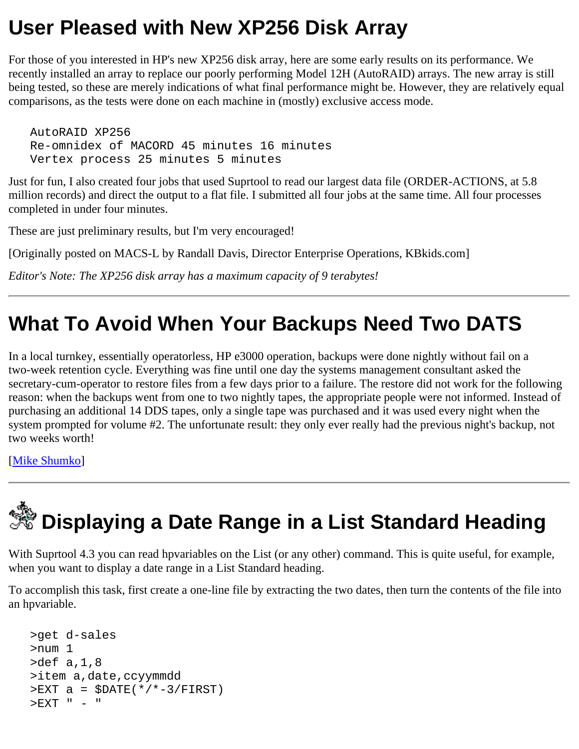# User Pleased with New XP256 Disk Array

For those of you interested in HP's new XP256 disk array, here are some early results on its performance. We recently installed an array to replace our poorly performing Model 12H (AutoRAID) arrays. The new array is still being tested, so these are merely indications of what final performance might be. However, they are relatively equal comparisons, as the tests were done on each machine in (mostly) exclusive access mode.

```
AutoRAID XP256
Re-omnidex of MACORD 45 minutes 16 minutes
Vertex process 25 minutes 5 minutes
```

Just for fun, I also created four jobs that used Suprtool to read our largest data file (ORDER-ACTIONS, at 5.8 million records) and direct the output to a flat file. I submitted all four jobs at the same time. All four processes completed in under four minutes.

These are just preliminary results, but I'm very encouraged!

[Originally posted on MACS-L by Randall Davis, Director Enterprise Operations, KBkids.com]

*Editor's Note: The XP256 disk array has a maximum capacity of 9 terabytes!*

---

# What To Avoid When Your Backups Need Two DATS

In a local turnkey, essentially operatorless, HP e3000 operation, backups were done nightly without fail on a two-week retention cycle. Everything was fine until one day the systems management consultant asked the secretary-cum-operator to restore files from a few days prior to a failure. The restore did not work for the following reason: when the backups went from one to two nightly tapes, the appropriate people were not informed. Instead of purchasing an additional 14 DDS tapes, only a single tape was purchased and it was used every night when the system prompted for volume #2. The unfortunate result: they only ever really had the previous night's backup, not two weeks worth!

[Mike Shumko]

---

# Displaying a Date Range in a List Standard Heading

With Suprtool 4.3 you can read hpvariables on the List (or any other) command. This is quite useful, for example, when you want to display a date range in a List Standard heading.

To accomplish this task, first create a one-line file by extracting the two dates, then turn the contents of the file into an hpvariable.

```
>get d-sales
>num 1
>def a,1,8
>item a,date,ccyymmdd
>EXT a = $DATE(*/*-3/FIRST)
>EXT " - "
```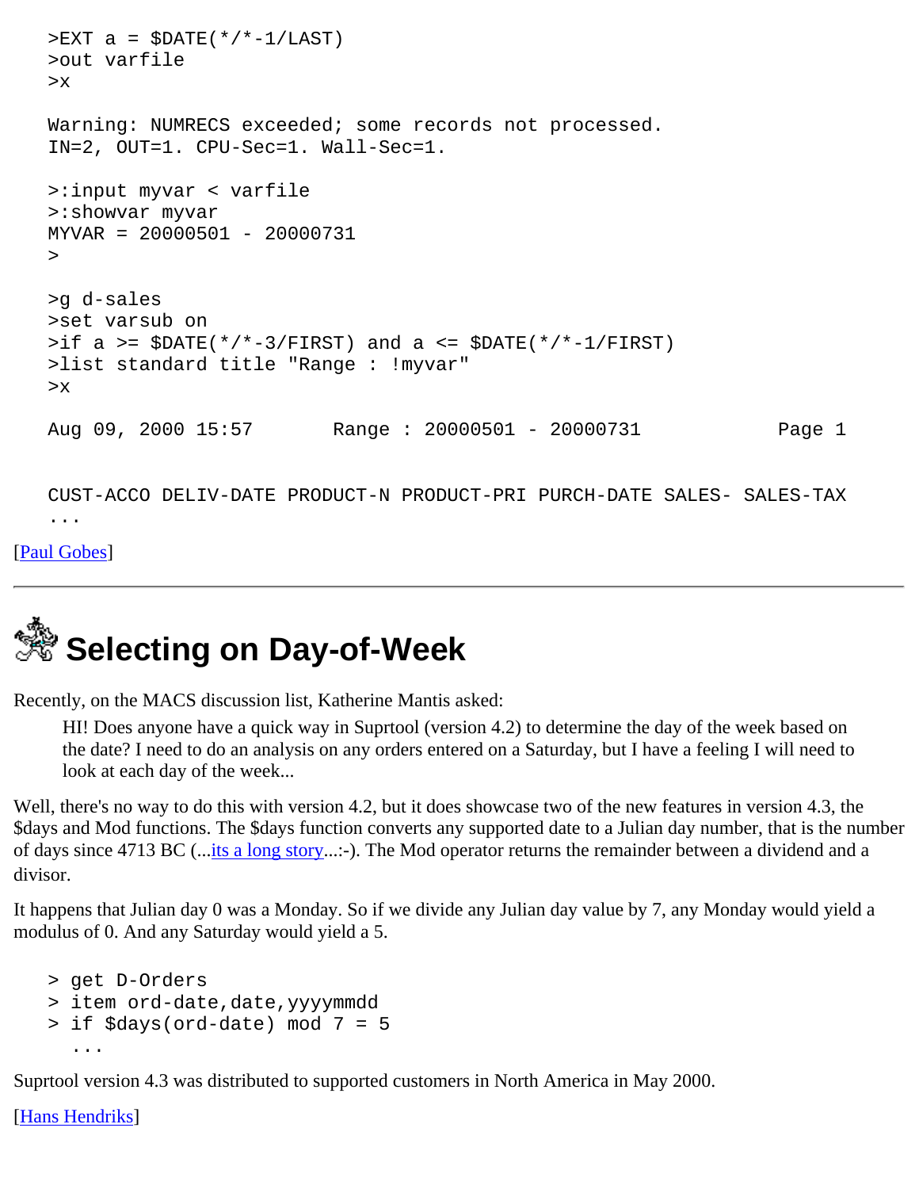```
>EXT a = $DATE(*/*-1/LAST)
>out varfile
>x

Warning: NUMRECS exceeded; some records not processed.
IN=2, OUT=1. CPU-Sec=1. Wall-Sec=1.

>:input myvar < varfile
>:showvar myvar
MYVAR = 20000501 - 20000731
>

>g d-sales
>set varsub on
>if a >= $DATE(*/*-3/FIRST) and a <= $DATE(*/*-1/FIRST)
>list standard title "Range : !myvar"
>x

Aug 09, 2000 15:57       Range : 20000501 - 20000731            Page 1


CUST-ACCO DELIV-DATE PRODUCT-N PRODUCT-PRI PURCH-DATE SALES- SALES-TAX
...
```

[Paul Gobes]

---

# Selecting on Day-of-Week

Recently, on the MACS discussion list, Katherine Mantis asked:

> HI! Does anyone have a quick way in Suprtool (version 4.2) to determine the day of the week based on the date? I need to do an analysis on any orders entered on a Saturday, but I have a feeling I will need to look at each day of the week...

Well, there's no way to do this with version 4.2, but it does showcase two of the new features in version 4.3, the $days and Mod functions. The $days function converts any supported date to a Julian day number, that is the number of days since 4713 BC (...its a long story...:-). The Mod operator returns the remainder between a dividend and a divisor.

It happens that Julian day 0 was a Monday. So if we divide any Julian day value by 7, any Monday would yield a modulus of 0. And any Saturday would yield a 5.

```
> get D-Orders
> item ord-date,date,yyyymmdd
> if $days(ord-date) mod 7 = 5
  ...
```

Suprtool version 4.3 was distributed to supported customers in North America in May 2000.

[Hans Hendriks]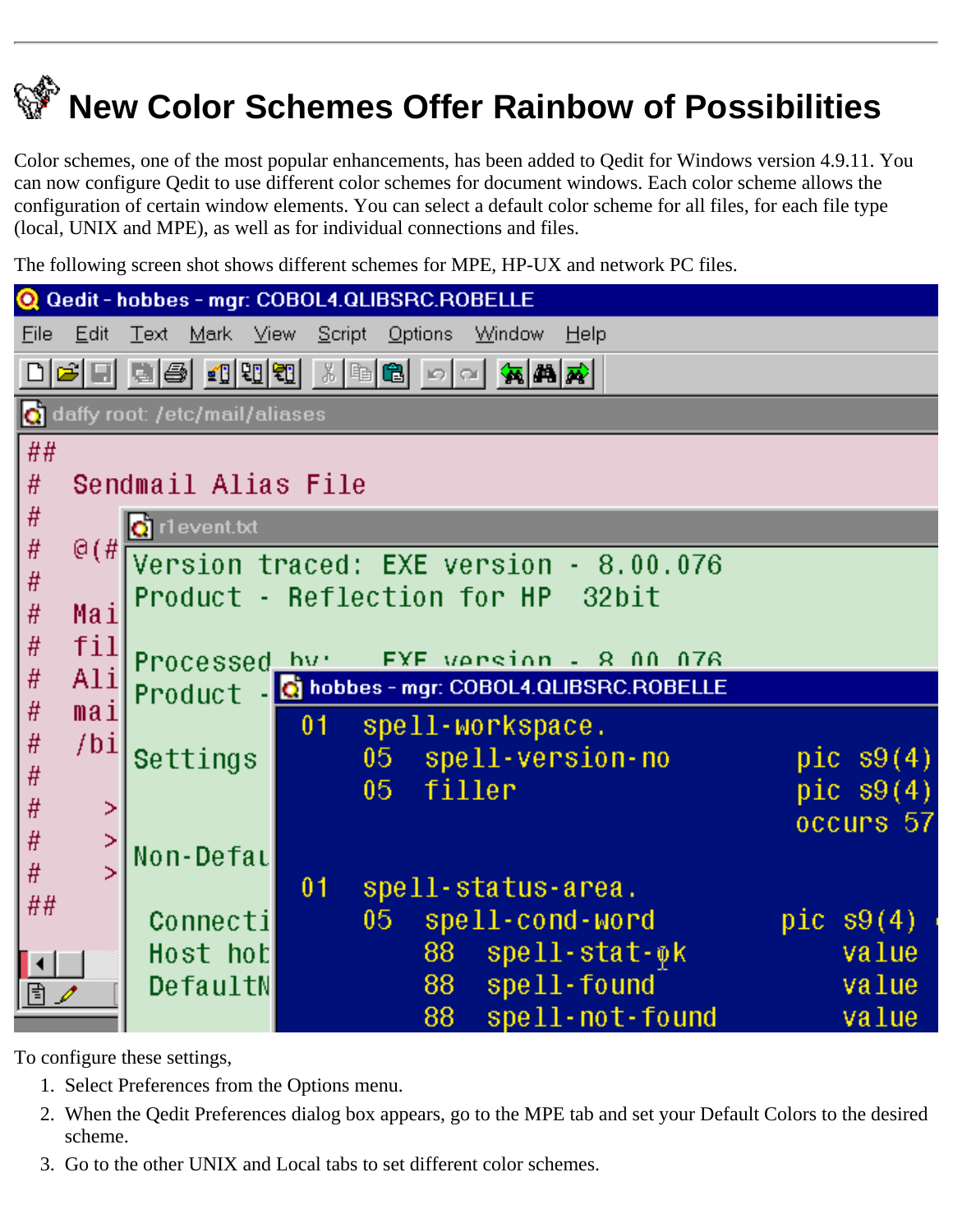# New Color Schemes Offer Rainbow of Possibilities

Color schemes, one of the most popular enhancements, has been added to Qedit for Windows version 4.9.11. You can now configure Qedit to use different color schemes for document windows. Each color scheme allows the configuration of certain window elements. You can select a default color scheme for all files, for each file type (local, UNIX and MPE), as well as for individual connections and files.

The following screen shot shows different schemes for MPE, HP-UX and network PC files.

To configure these settings,

1. Select Preferences from the Options menu.
2. When the Qedit Preferences dialog box appears, go to the MPE tab and set your Default Colors to the desired scheme.
3. Go to the other UNIX and Local tabs to set different color schemes.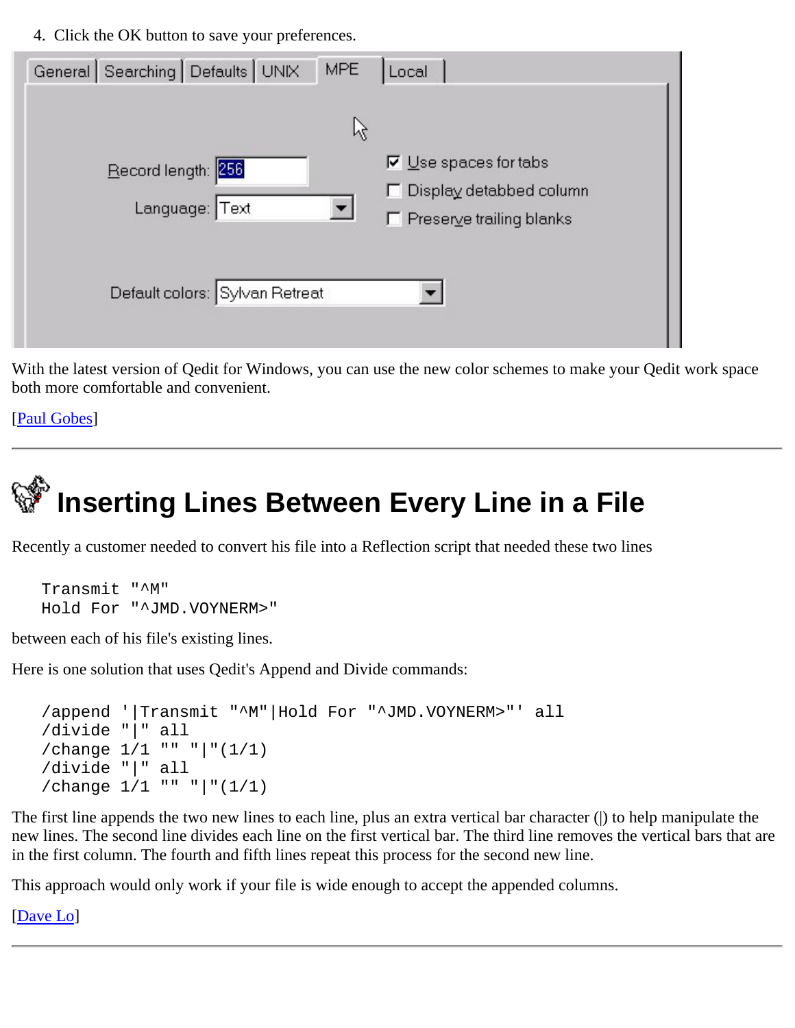4. Click the OK button to save your preferences.

With the latest version of Qedit for Windows, you can use the new color schemes to make your Qedit work space both more comfortable and convenient.

[Paul Gobes]

---

# Inserting Lines Between Every Line in a File

Recently a customer needed to convert his file into a Reflection script that needed these two lines

```
Transmit "^M"
Hold For "^JMD.VOYNERM>"
```

between each of his file's existing lines.

Here is one solution that uses Qedit's Append and Divide commands:

```
/append '|Transmit "^M"|Hold For "^JMD.VOYNERM>"' all
/divide "|" all
/change 1/1 "" "|"(1/1)
/divide "|" all
/change 1/1 "" "|"(1/1)
```

The first line appends the two new lines to each line, plus an extra vertical bar character (|) to help manipulate the new lines. The second line divides each line on the first vertical bar. The third line removes the vertical bars that are in the first column. The fourth and fifth lines repeat this process for the second new line.

This approach would only work if your file is wide enough to accept the appended columns.

[Dave Lo]

---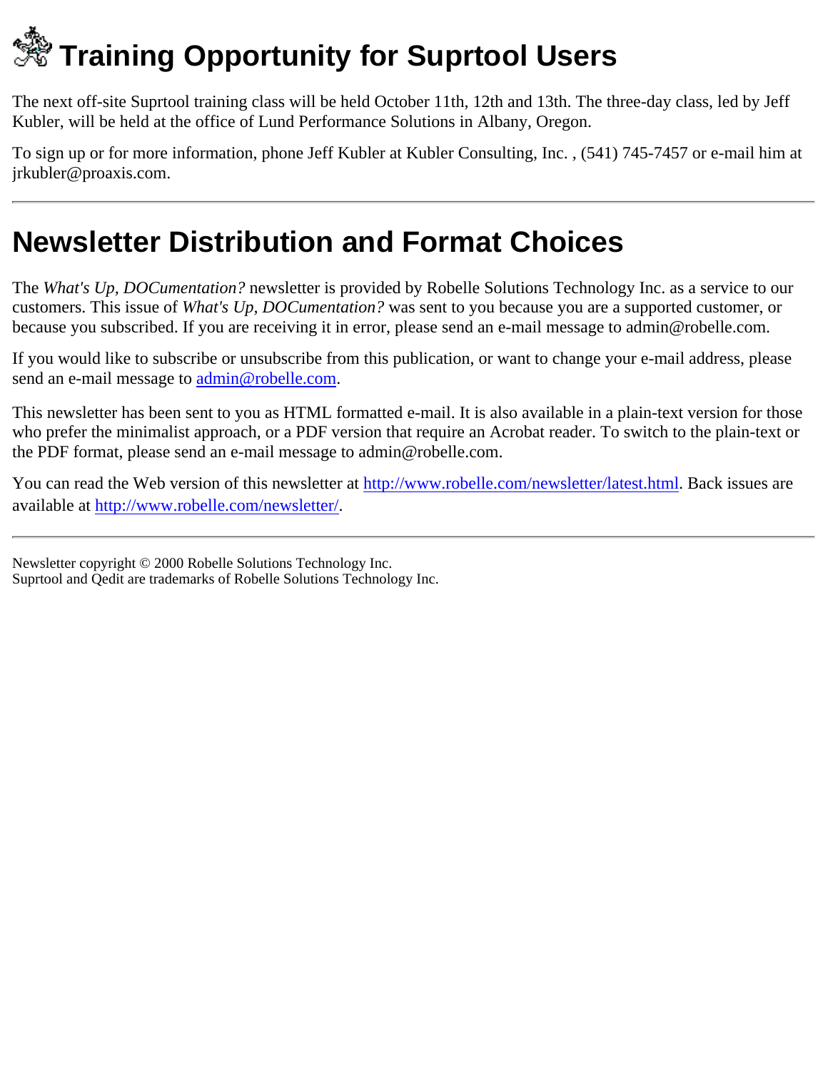# Training Opportunity for Suprtool Users

The next off-site Suprtool training class will be held October 11th, 12th and 13th. The three-day class, led by Jeff Kubler, will be held at the office of Lund Performance Solutions in Albany, Oregon.

To sign up or for more information, phone Jeff Kubler at Kubler Consulting, Inc. , (541) 745-7457 or e-mail him at jrkubler@proaxis.com.

---

# Newsletter Distribution and Format Choices

The *What's Up, DOCumentation?* newsletter is provided by Robelle Solutions Technology Inc. as a service to our customers. This issue of *What's Up, DOCumentation?* was sent to you because you are a supported customer, or because you subscribed. If you are receiving it in error, please send an e-mail message to admin@robelle.com.

If you would like to subscribe or unsubscribe from this publication, or want to change your e-mail address, please send an e-mail message to admin@robelle.com.

This newsletter has been sent to you as HTML formatted e-mail. It is also available in a plain-text version for those who prefer the minimalist approach, or a PDF version that require an Acrobat reader. To switch to the plain-text or the PDF format, please send an e-mail message to admin@robelle.com.

You can read the Web version of this newsletter at http://www.robelle.com/newsletter/latest.html. Back issues are available at http://www.robelle.com/newsletter/.

---

Newsletter copyright © 2000 Robelle Solutions Technology Inc.
Suprtool and Qedit are trademarks of Robelle Solutions Technology Inc.